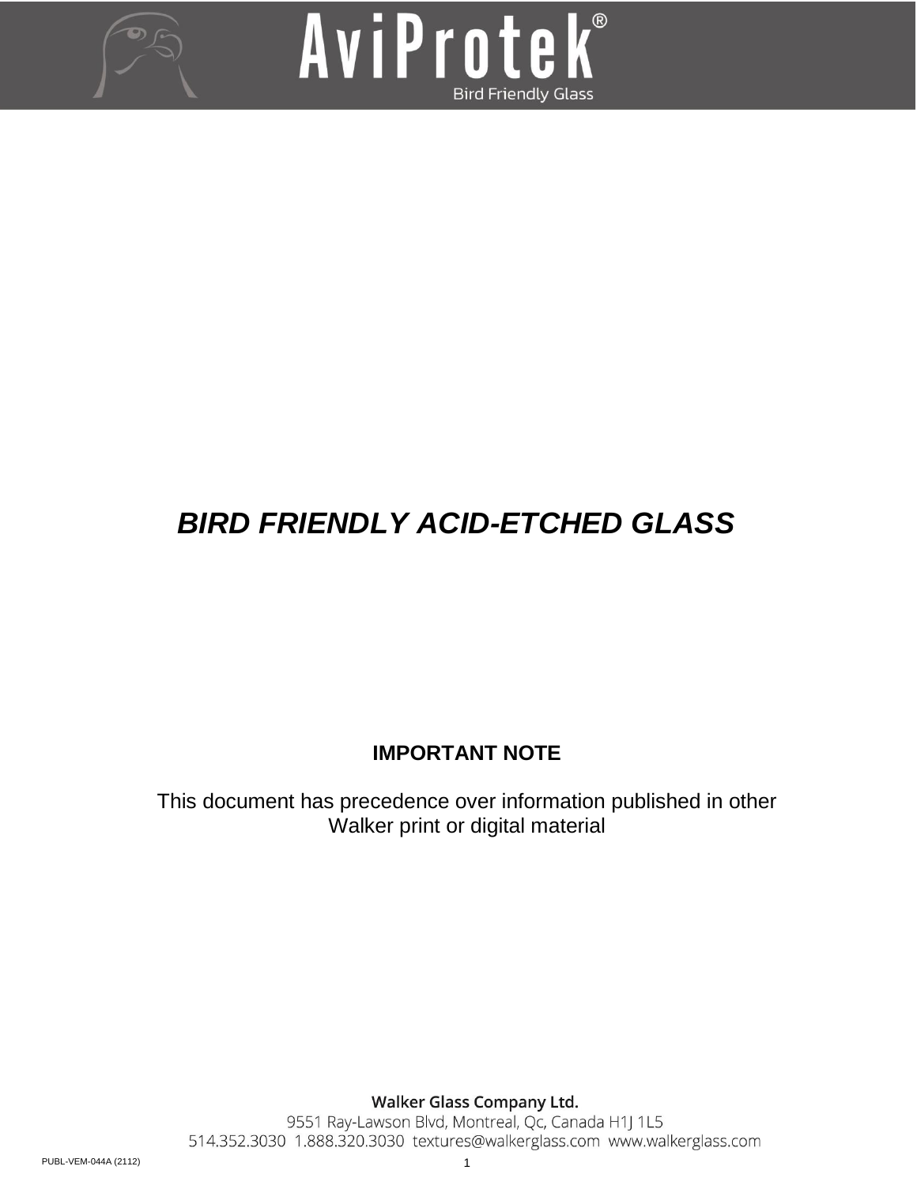# *BIRD FRIENDLY ACID-ETCHED GLASS*

**IMPORTANT NOTE**

This document has precedence over information published in other Walker print or digital material

**Walker Glass Company Ltd.**
9551 Ray-Lawson Blvd, Montreal, Qc, Canada H1J 1L5
514.352.3030 1.888.320.3030 textures@walkerglass.com www.walkerglass.com

PUBL-VEM-044A (2112)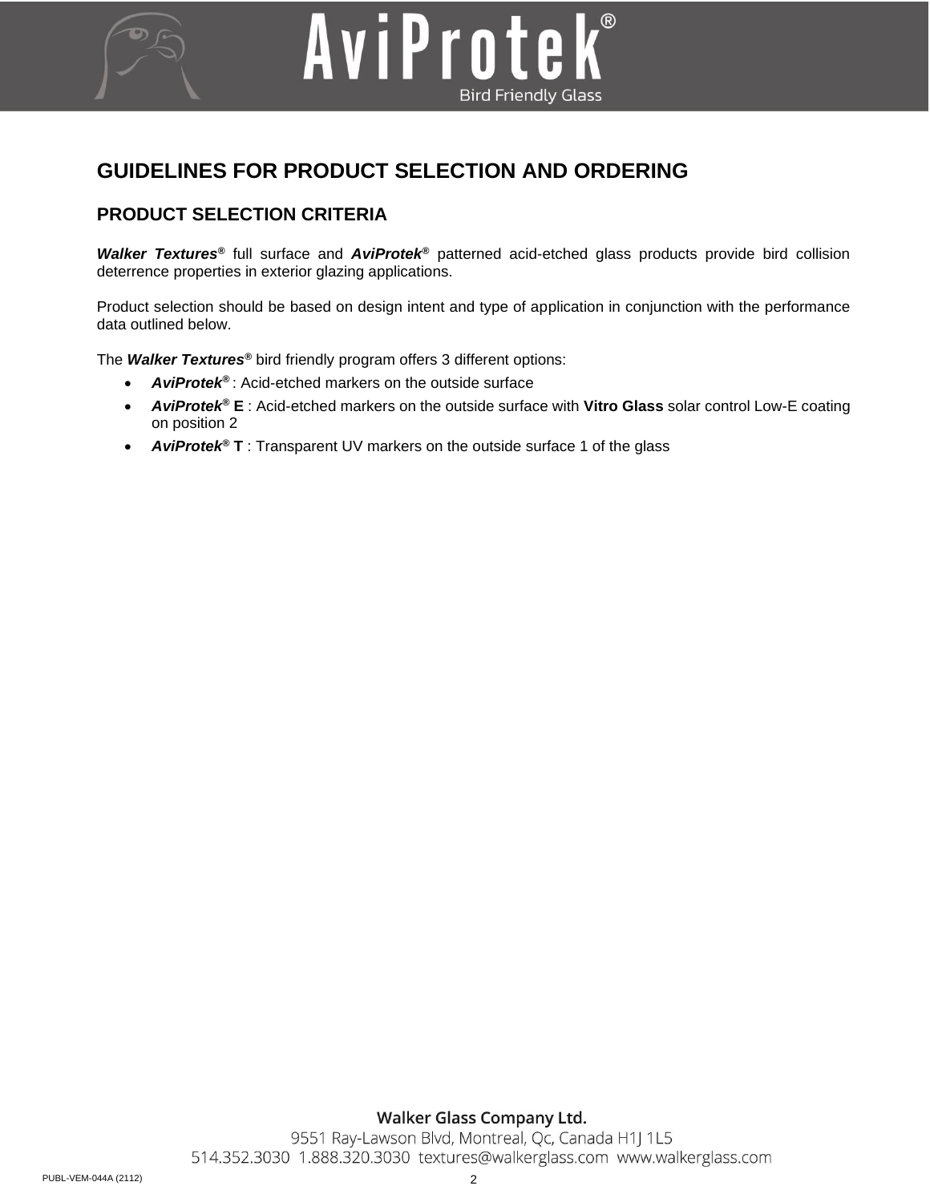## GUIDELINES FOR PRODUCT SELECTION AND ORDERING

### PRODUCT SELECTION CRITERIA

***Walker Textures®*** full surface and ***AviProtek®*** patterned acid-etched glass products provide bird collision deterrence properties in exterior glazing applications.

Product selection should be based on design intent and type of application in conjunction with the performance data outlined below.

The ***Walker Textures®*** bird friendly program offers 3 different options:

- ***AviProtek®*** : Acid-etched markers on the outside surface
- ***AviProtek®* E** : Acid-etched markers on the outside surface with **Vitro Glass** solar control Low-E coating on position 2
- ***AviProtek®* T** : Transparent UV markers on the outside surface 1 of the glass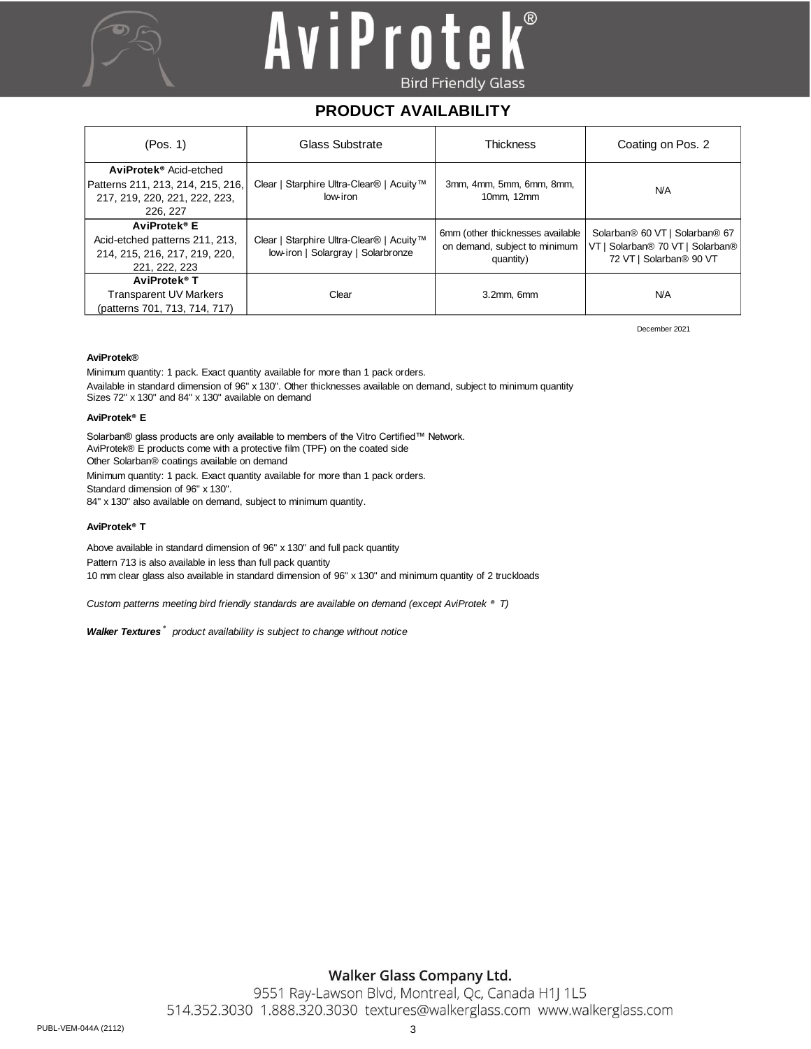# AviProtek®

Bird Friendly Glass

## PRODUCT AVAILABILITY

| (Pos. 1) | Glass Substrate | Thickness | Coating on Pos. 2 |
|---|---|---|---|
| **AviProtek®** Acid-etched Patterns 211, 213, 214, 215, 216, 217, 219, 220, 221, 222, 223, 226, 227 | Clear \| Starphire Ultra-Clear® \| Acuity™ low-iron | 3mm, 4mm, 5mm, 6mm, 8mm, 10mm, 12mm | N/A |
| **AviProtek® E** Acid-etched patterns 211, 213, 214, 215, 216, 217, 219, 220, 221, 222, 223 | Clear \| Starphire Ultra-Clear® \| Acuity™ low-iron \| Solargray \| Solarbronze | 6mm (other thicknesses available on demand, subject to minimum quantity) | Solarban® 60 VT \| Solarban® 67 VT \| Solarban® 70 VT \| Solarban® 72 VT \| Solarban® 90 VT |
| **AviProtek® T** Transparent UV Markers (patterns 701, 713, 714, 717) | Clear | 3.2mm, 6mm | N/A |

December 2021

**AviProtek®**

Minimum quantity: 1 pack. Exact quantity available for more than 1 pack orders.
Available in standard dimension of 96" x 130". Other thicknesses available on demand, subject to minimum quantity
Sizes 72" x 130" and 84" x 130" available on demand

**AviProtek® E**

Solarban® glass products are only available to members of the Vitro Certified™ Network.
AviProtek® E products come with a protective film (TPF) on the coated side
Other Solarban® coatings available on demand
Minimum quantity: 1 pack. Exact quantity available for more than 1 pack orders.
Standard dimension of 96" x 130".
84" x 130" also available on demand, subject to minimum quantity.

**AviProtek® T**

Above available in standard dimension of 96" x 130" and full pack quantity
Pattern 713 is also available in less than full pack quantity
10 mm clear glass also available in standard dimension of 96" x 130" and minimum quantity of 2 truckloads

*Custom patterns meeting bird friendly standards are available on demand (except AviProtek ® T)*

***Walker Textures®*** *product availability is subject to change without notice*

**Walker Glass Company Ltd.**
9551 Ray-Lawson Blvd, Montreal, Qc, Canada H1J 1L5
514.352.3030 1.888.320.3030 textures@walkerglass.com www.walkerglass.com

PUBL-VEM-044A (2112)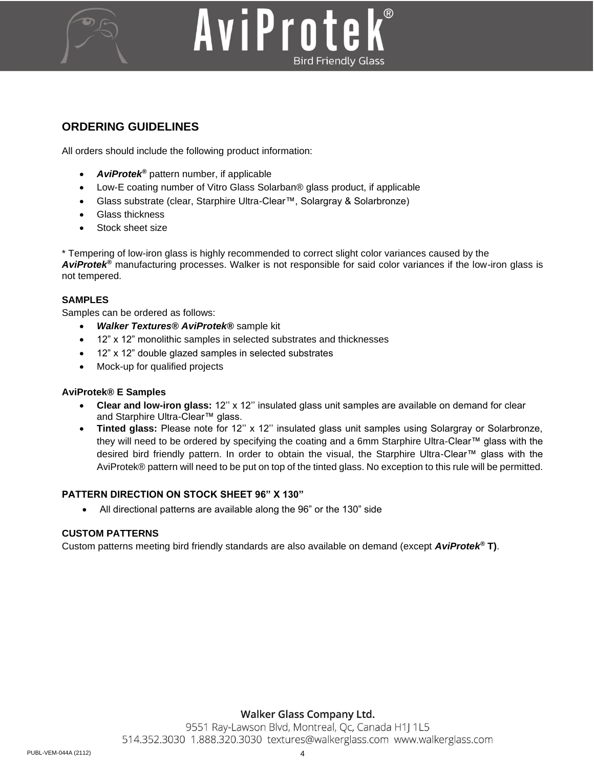## ORDERING GUIDELINES

All orders should include the following product information:

- ***AviProtek®*** pattern number, if applicable
- Low-E coating number of Vitro Glass Solarban® glass product, if applicable
- Glass substrate (clear, Starphire Ultra-Clear™, Solargray & Solarbronze)
- Glass thickness
- Stock sheet size

* Tempering of low-iron glass is highly recommended to correct slight color variances caused by the ***AviProtek®*** manufacturing processes. Walker is not responsible for said color variances if the low-iron glass is not tempered.

**SAMPLES**

Samples can be ordered as follows:

- ***Walker Textures® AviProtek®*** sample kit
- 12" x 12" monolithic samples in selected substrates and thicknesses
- 12" x 12" double glazed samples in selected substrates
- Mock-up for qualified projects

**AviProtek® E Samples**

- **Clear and low-iron glass:** 12'' x 12'' insulated glass unit samples are available on demand for clear and Starphire Ultra-Clear™ glass.
- **Tinted glass:** Please note for 12'' x 12'' insulated glass unit samples using Solargray or Solarbronze, they will need to be ordered by specifying the coating and a 6mm Starphire Ultra-Clear™ glass with the desired bird friendly pattern. In order to obtain the visual, the Starphire Ultra-Clear™ glass with the AviProtek® pattern will need to be put on top of the tinted glass. No exception to this rule will be permitted.

**PATTERN DIRECTION ON STOCK SHEET 96" X 130"**

- All directional patterns are available along the 96" or the 130" side

**CUSTOM PATTERNS**

Custom patterns meeting bird friendly standards are also available on demand (except ***AviProtek®*** **T)**.

Walker Glass Company Ltd.
9551 Ray-Lawson Blvd, Montreal, Qc, Canada H1J 1L5
514.352.3030 1.888.320.3030 textures@walkerglass.com www.walkerglass.com

PUBL-VEM-044A (2112)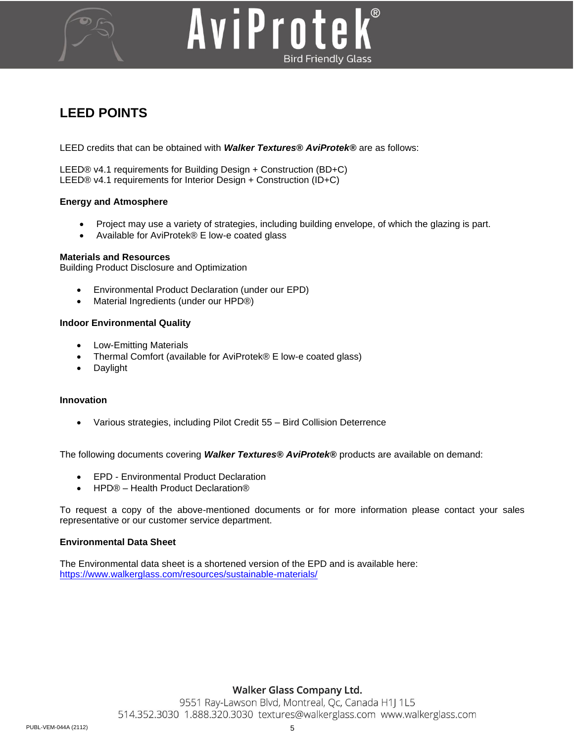# LEED POINTS

LEED credits that can be obtained with ***Walker Textures® AviProtek®*** are as follows:

LEED® v4.1 requirements for Building Design + Construction (BD+C)
LEED® v4.1 requirements for Interior Design + Construction (ID+C)

**Energy and Atmosphere**

- Project may use a variety of strategies, including building envelope, of which the glazing is part.
- Available for AviProtek® E low-e coated glass

**Materials and Resources**
Building Product Disclosure and Optimization

- Environmental Product Declaration (under our EPD)
- Material Ingredients (under our HPD®)

**Indoor Environmental Quality**

- Low-Emitting Materials
- Thermal Comfort (available for AviProtek® E low-e coated glass)
- Daylight

**Innovation**

- Various strategies, including Pilot Credit 55 – Bird Collision Deterrence

The following documents covering ***Walker Textures® AviProtek®*** products are available on demand:

- EPD - Environmental Product Declaration
- HPD® – Health Product Declaration®

To request a copy of the above-mentioned documents or for more information please contact your sales representative or our customer service department.

**Environmental Data Sheet**

The Environmental data sheet is a shortened version of the EPD and is available here:
https://www.walkerglass.com/resources/sustainable-materials/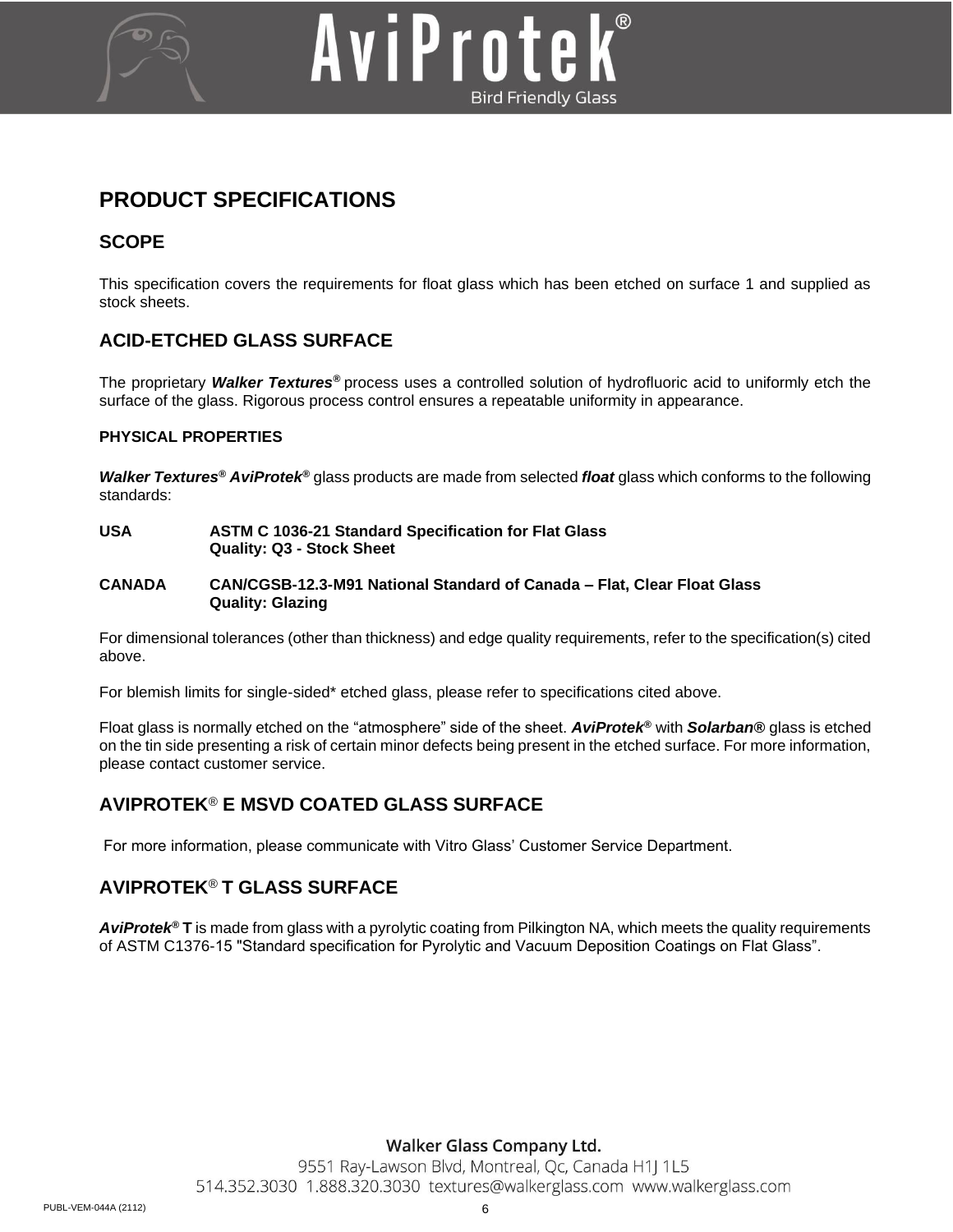## PRODUCT SPECIFICATIONS

### SCOPE

This specification covers the requirements for float glass which has been etched on surface 1 and supplied as stock sheets.

### ACID-ETCHED GLASS SURFACE

The proprietary ***Walker Textures®*** process uses a controlled solution of hydrofluoric acid to uniformly etch the surface of the glass. Rigorous process control ensures a repeatable uniformity in appearance.

**PHYSICAL PROPERTIES**

***Walker Textures® AviProtek®*** glass products are made from selected ***float*** glass which conforms to the following standards:

**USA** **ASTM C 1036-21 Standard Specification for Flat Glass**
**Quality: Q3 - Stock Sheet**

**CANADA** **CAN/CGSB-12.3-M91 National Standard of Canada – Flat, Clear Float Glass**
**Quality: Glazing**

For dimensional tolerances (other than thickness) and edge quality requirements, refer to the specification(s) cited above.

For blemish limits for single-sided* etched glass, please refer to specifications cited above.

Float glass is normally etched on the "atmosphere" side of the sheet. ***AviProtek®*** with ***Solarban®*** glass is etched on the tin side presenting a risk of certain minor defects being present in the etched surface. For more information, please contact customer service.

### AVIPROTEK® E MSVD COATED GLASS SURFACE

For more information, please communicate with Vitro Glass' Customer Service Department.

### AVIPROTEK® T GLASS SURFACE

***AviProtek®* T** is made from glass with a pyrolytic coating from Pilkington NA, which meets the quality requirements of ASTM C1376-15 "Standard specification for Pyrolytic and Vacuum Deposition Coatings on Flat Glass".

**Walker Glass Company Ltd.**
9551 Ray-Lawson Blvd, Montreal, Qc, Canada H1J 1L5
514.352.3030 1.888.320.3030 textures@walkerglass.com www.walkerglass.com

PUBL-VEM-044A (2112)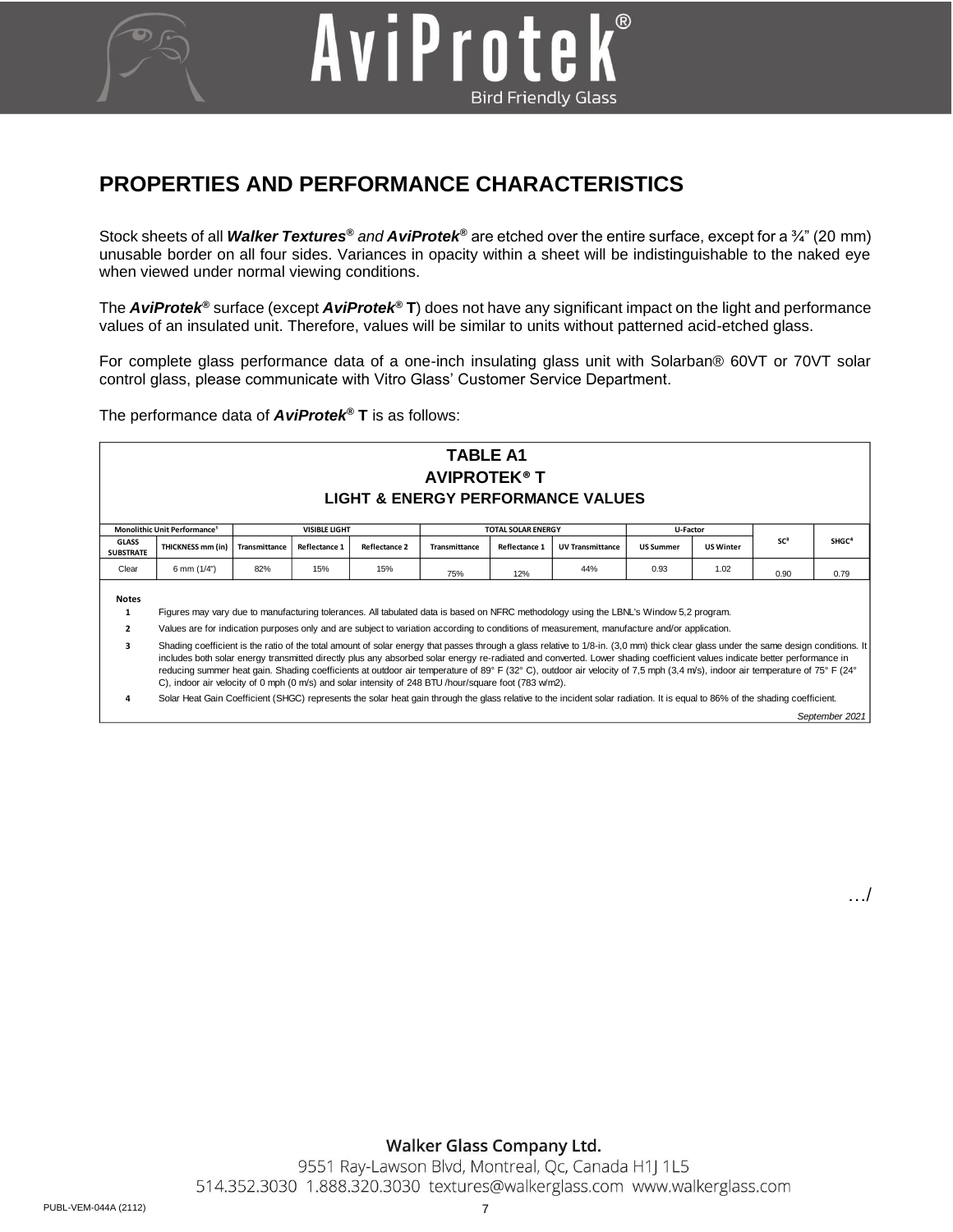## PROPERTIES AND PERFORMANCE CHARACTERISTICS

Stock sheets of all ***Walker Textures***® *and* ***AviProtek***® are etched over the entire surface, except for a ¾" (20 mm) unusable border on all four sides. Variances in opacity within a sheet will be indistinguishable to the naked eye when viewed under normal viewing conditions.

The ***AviProtek***® surface (except ***AviProtek***® **T**) does not have any significant impact on the light and performance values of an insulated unit. Therefore, values will be similar to units without patterned acid-etched glass.

For complete glass performance data of a one-inch insulating glass unit with Solarban® 60VT or 70VT solar control glass, please communicate with Vitro Glass' Customer Service Department.

The performance data of ***AviProtek***® **T** is as follows:

**TABLE A1**
**AVIPROTEK® T**
**LIGHT & ENERGY PERFORMANCE VALUES**

| Monolithic Unit Performance[1] | | VISIBLE LIGHT | | | TOTAL SOLAR ENERGY | | | U-Factor | | SC[3] | SHGC[4] |
|---|---|---|---|---|---|---|---|---|---|---|---|
| GLASS SUBSTRATE | THICKNESS mm (in) | Transmittance | Reflectance 1 | Reflectance 2 | Transmittance | Reflectance 1 | UV Transmittance | US Summer | US Winter | | |
| Clear | 6 mm (1/4") | 82% | 15% | 15% | 75% | 12% | 44% | 0.93 | 1.02 | 0.90 | 0.79 |

**Notes**

1. Figures may vary due to manufacturing tolerances. All tabulated data is based on NFRC methodology using the LBNL's Window 5,2 program.
2. Values are for indication purposes only and are subject to variation according to conditions of measurement, manufacture and/or application.
3. Shading coefficient is the ratio of the total amount of solar energy that passes through a glass relative to 1/8-in. (3,0 mm) thick clear glass under the same design conditions. It includes both solar energy transmitted directly plus any absorbed solar energy re-radiated and converted. Lower shading coefficient values indicate better performance in reducing summer heat gain. Shading coefficients at outdoor air temperature of 89° F (32° C), outdoor air velocity of 7,5 mph (3,4 m/s), indoor air temperature of 75° F (24° C), indoor air velocity of 0 mph (0 m/s) and solar intensity of 248 BTU /hour/square foot (783 w/m2).
4. Solar Heat Gain Coefficient (SHGC) represents the solar heat gain through the glass relative to the incident solar radiation. It is equal to 86% of the shading coefficient.

*September 2021*

…/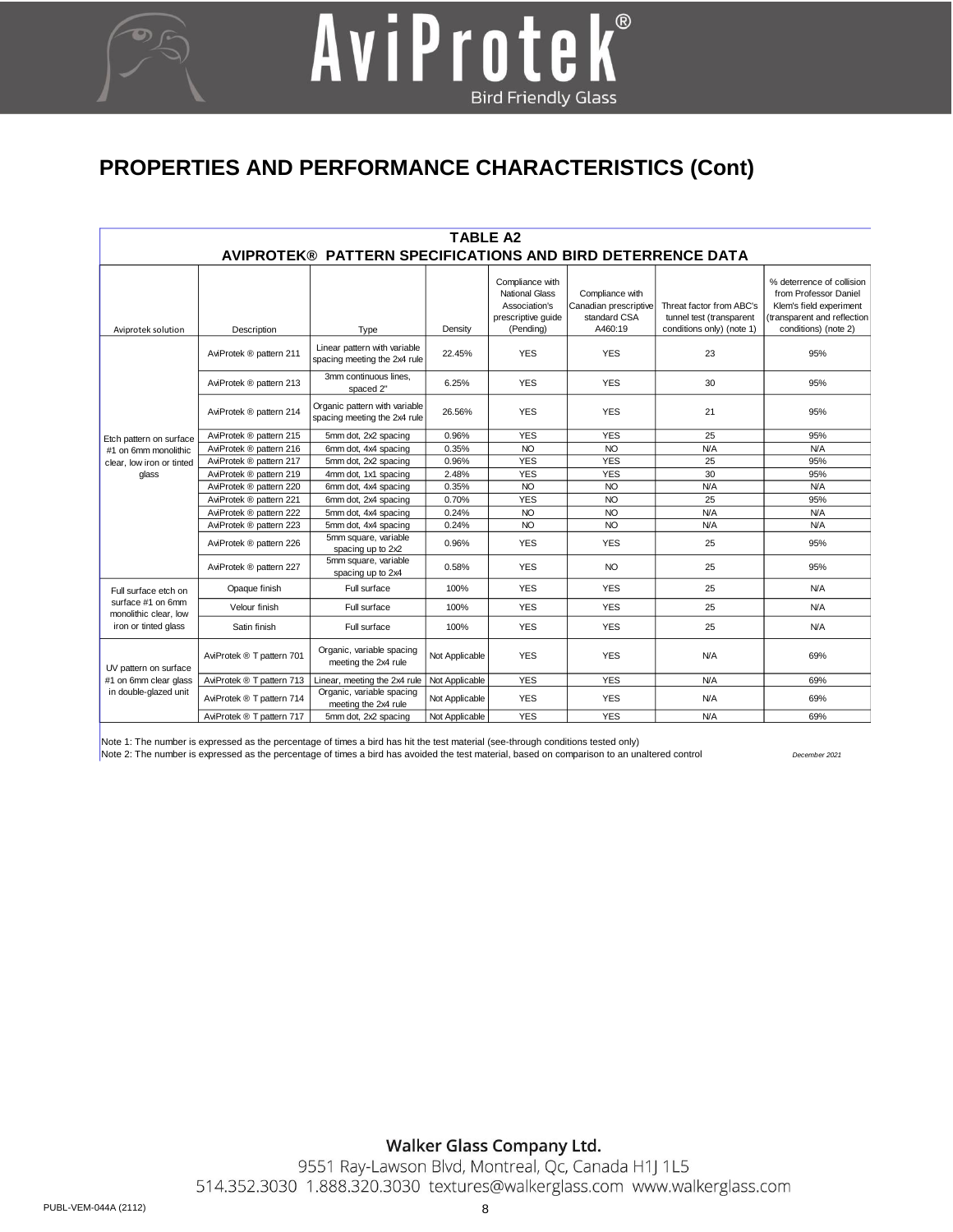## PROPERTIES AND PERFORMANCE CHARACTERISTICS (Cont)

**TABLE A2**
**AVIPROTEK® PATTERN SPECIFICATIONS AND BIRD DETERRENCE DATA**

| Aviprotek solution | Description | Type | Density | Compliance with National Glass Association's prescriptive guide (Pending) | Compliance with Canadian prescriptive standard CSA A460:19 | Threat factor from ABC's tunnel test (transparent conditions only) (note 1) | % deterrence of collision from Professor Daniel Klem's field experiment (transparent and reflection conditions) (note 2) |
|---|---|---|---|---|---|---|---|
| Etch pattern on surface #1 on 6mm monolithic clear, low iron or tinted glass | AviProtek ® pattern 211 | Linear pattern with variable spacing meeting the 2x4 rule | 22.45% | YES | YES | 23 | 95% |
| | AviProtek ® pattern 213 | 3mm continuous lines, spaced 2" | 6.25% | YES | YES | 30 | 95% |
| | AviProtek ® pattern 214 | Organic pattern with variable spacing meeting the 2x4 rule | 26.56% | YES | YES | 21 | 95% |
| | AviProtek ® pattern 215 | 5mm dot, 2x2 spacing | 0.96% | YES | YES | 25 | 95% |
| | AviProtek ® pattern 216 | 6mm dot, 4x4 spacing | 0.35% | NO | NO | N/A | N/A |
| | AviProtek ® pattern 217 | 5mm dot, 2x2 spacing | 0.96% | YES | YES | 25 | 95% |
| | AviProtek ® pattern 219 | 4mm dot, 1x1 spacing | 2.48% | YES | YES | 30 | 95% |
| | AviProtek ® pattern 220 | 6mm dot, 4x4 spacing | 0.35% | NO | NO | N/A | N/A |
| | AviProtek ® pattern 221 | 6mm dot, 2x4 spacing | 0.70% | YES | NO | 25 | 95% |
| | AviProtek ® pattern 222 | 5mm dot, 4x4 spacing | 0.24% | NO | NO | N/A | N/A |
| | AviProtek ® pattern 223 | 5mm dot, 4x4 spacing | 0.24% | NO | NO | N/A | N/A |
| | AviProtek ® pattern 226 | 5mm square, variable spacing up to 2x2 | 0.96% | YES | YES | 25 | 95% |
| | AviProtek ® pattern 227 | 5mm square, variable spacing up to 2x4 | 0.58% | YES | NO | 25 | 95% |
| Full surface etch on surface #1 on 6mm monolithic clear, low iron or tinted glass | Opaque finish | Full surface | 100% | YES | YES | 25 | N/A |
| | Velour finish | Full surface | 100% | YES | YES | 25 | N/A |
| | Satin finish | Full surface | 100% | YES | YES | 25 | N/A |
| UV pattern on surface #1 on 6mm clear glass in double-glazed unit | AviProtek ® T pattern 701 | Organic, variable spacing meeting the 2x4 rule | Not Applicable | YES | YES | N/A | 69% |
| | AviProtek ® T pattern 713 | Linear, meeting the 2x4 rule | Not Applicable | YES | YES | N/A | 69% |
| | AviProtek ® T pattern 714 | Organic, variable spacing meeting the 2x4 rule | Not Applicable | YES | YES | N/A | 69% |
| | AviProtek ® T pattern 717 | 5mm dot, 2x2 spacing | Not Applicable | YES | YES | N/A | 69% |

Note 1: The number is expressed as the percentage of times a bird has hit the test material (see-through conditions tested only)
Note 2: The number is expressed as the percentage of times a bird has avoided the test material, based on comparison to an unaltered control

*December 2021*

**Walker Glass Company Ltd.**
9551 Ray-Lawson Blvd, Montreal, Qc, Canada H1J 1L5
514.352.3030 1.888.320.3030 textures@walkerglass.com www.walkerglass.com

PUBL-VEM-044A (2112)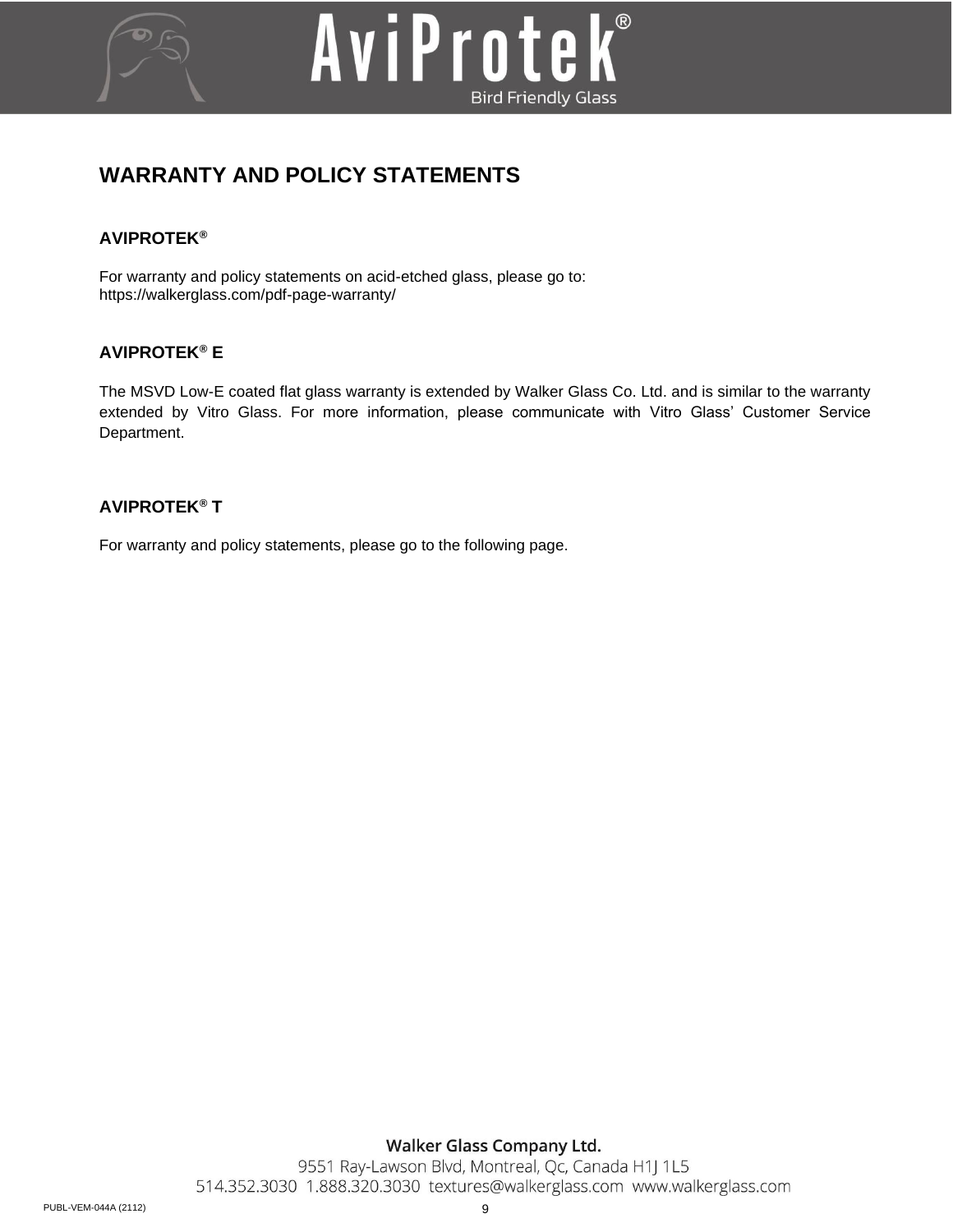# WARRANTY AND POLICY STATEMENTS

## AVIPROTEK®

For warranty and policy statements on acid-etched glass, please go to:
https://walkerglass.com/pdf-page-warranty/

## AVIPROTEK® E

The MSVD Low-E coated flat glass warranty is extended by Walker Glass Co. Ltd. and is similar to the warranty extended by Vitro Glass. For more information, please communicate with Vitro Glass' Customer Service Department.

## AVIPROTEK® T

For warranty and policy statements, please go to the following page.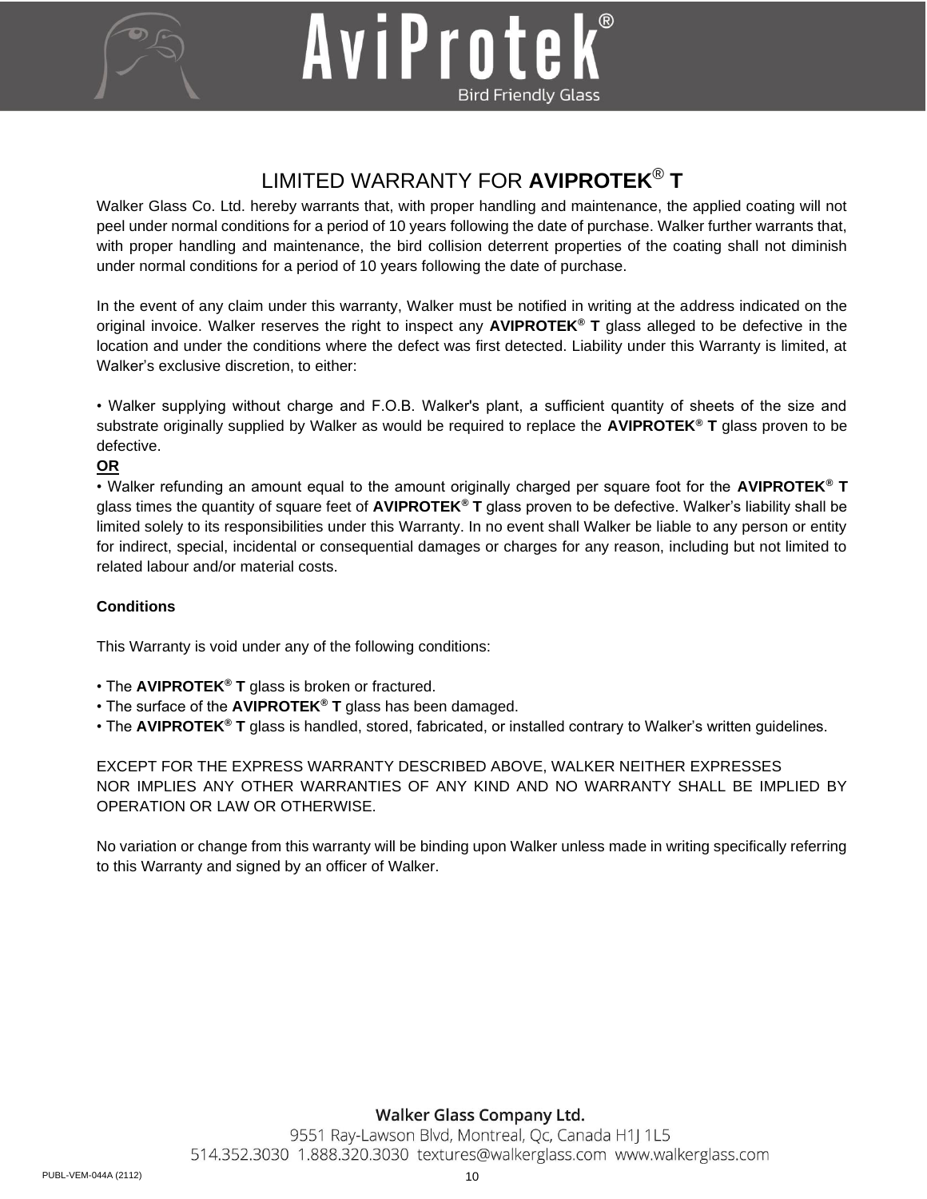# LIMITED WARRANTY FOR **AVIPROTEK® T**

Walker Glass Co. Ltd. hereby warrants that, with proper handling and maintenance, the applied coating will not peel under normal conditions for a period of 10 years following the date of purchase. Walker further warrants that, with proper handling and maintenance, the bird collision deterrent properties of the coating shall not diminish under normal conditions for a period of 10 years following the date of purchase.

In the event of any claim under this warranty, Walker must be notified in writing at the address indicated on the original invoice. Walker reserves the right to inspect any **AVIPROTEK® T** glass alleged to be defective in the location and under the conditions where the defect was first detected. Liability under this Warranty is limited, at Walker's exclusive discretion, to either:

• Walker supplying without charge and F.O.B. Walker's plant, a sufficient quantity of sheets of the size and substrate originally supplied by Walker as would be required to replace the **AVIPROTEK® T** glass proven to be defective.

**OR**

• Walker refunding an amount equal to the amount originally charged per square foot for the **AVIPROTEK® T** glass times the quantity of square feet of **AVIPROTEK® T** glass proven to be defective. Walker's liability shall be limited solely to its responsibilities under this Warranty. In no event shall Walker be liable to any person or entity for indirect, special, incidental or consequential damages or charges for any reason, including but not limited to related labour and/or material costs.

**Conditions**

This Warranty is void under any of the following conditions:

• The **AVIPROTEK® T** glass is broken or fractured.
• The surface of the **AVIPROTEK® T** glass has been damaged.
• The **AVIPROTEK® T** glass is handled, stored, fabricated, or installed contrary to Walker's written guidelines.

EXCEPT FOR THE EXPRESS WARRANTY DESCRIBED ABOVE, WALKER NEITHER EXPRESSES NOR IMPLIES ANY OTHER WARRANTIES OF ANY KIND AND NO WARRANTY SHALL BE IMPLIED BY OPERATION OR LAW OR OTHERWISE.

No variation or change from this warranty will be binding upon Walker unless made in writing specifically referring to this Warranty and signed by an officer of Walker.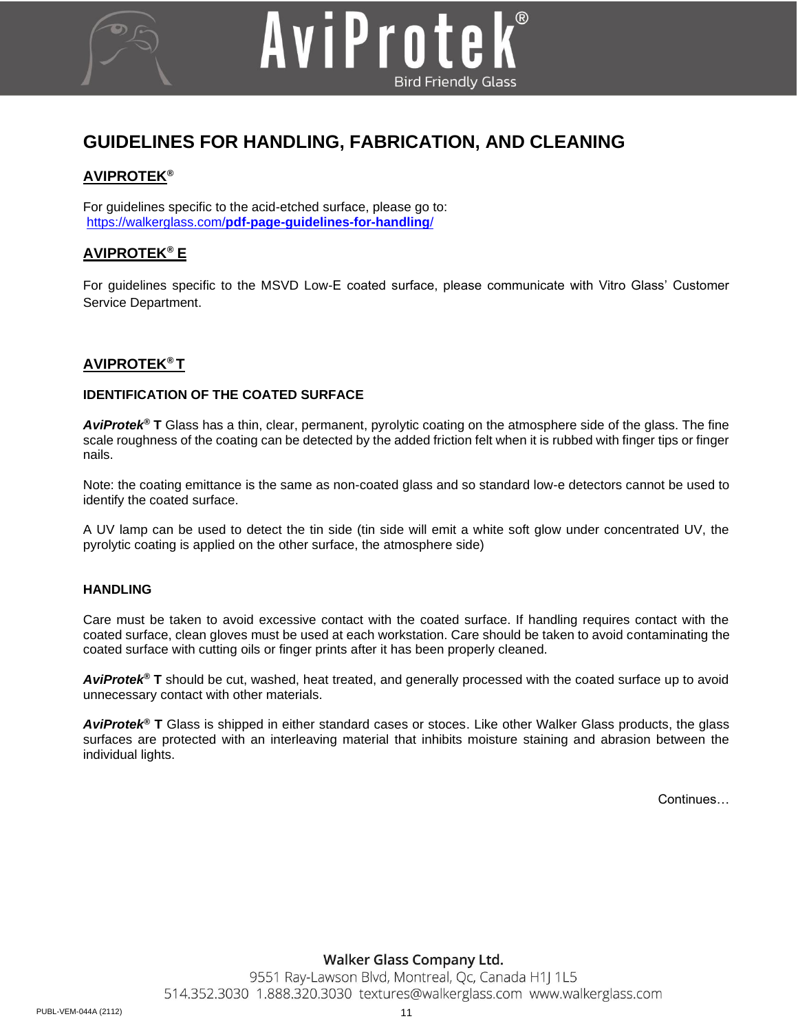# GUIDELINES FOR HANDLING, FABRICATION, AND CLEANING

## AVIPROTEK®

For guidelines specific to the acid-etched surface, please go to:
https://walkerglass.com/**pdf-page-guidelines-for-handling**/

## AVIPROTEK® E

For guidelines specific to the MSVD Low-E coated surface, please communicate with Vitro Glass' Customer Service Department.

## AVIPROTEK® T

### IDENTIFICATION OF THE COATED SURFACE

***AviProtek®* T** Glass has a thin, clear, permanent, pyrolytic coating on the atmosphere side of the glass. The fine scale roughness of the coating can be detected by the added friction felt when it is rubbed with finger tips or finger nails.

Note: the coating emittance is the same as non-coated glass and so standard low-e detectors cannot be used to identify the coated surface.

A UV lamp can be used to detect the tin side (tin side will emit a white soft glow under concentrated UV, the pyrolytic coating is applied on the other surface, the atmosphere side)

### HANDLING

Care must be taken to avoid excessive contact with the coated surface. If handling requires contact with the coated surface, clean gloves must be used at each workstation. Care should be taken to avoid contaminating the coated surface with cutting oils or finger prints after it has been properly cleaned.

***AviProtek®* T** should be cut, washed, heat treated, and generally processed with the coated surface up to avoid unnecessary contact with other materials.

***AviProtek®* T** Glass is shipped in either standard cases or stoces. Like other Walker Glass products, the glass surfaces are protected with an interleaving material that inhibits moisture staining and abrasion between the individual lights.

Continues…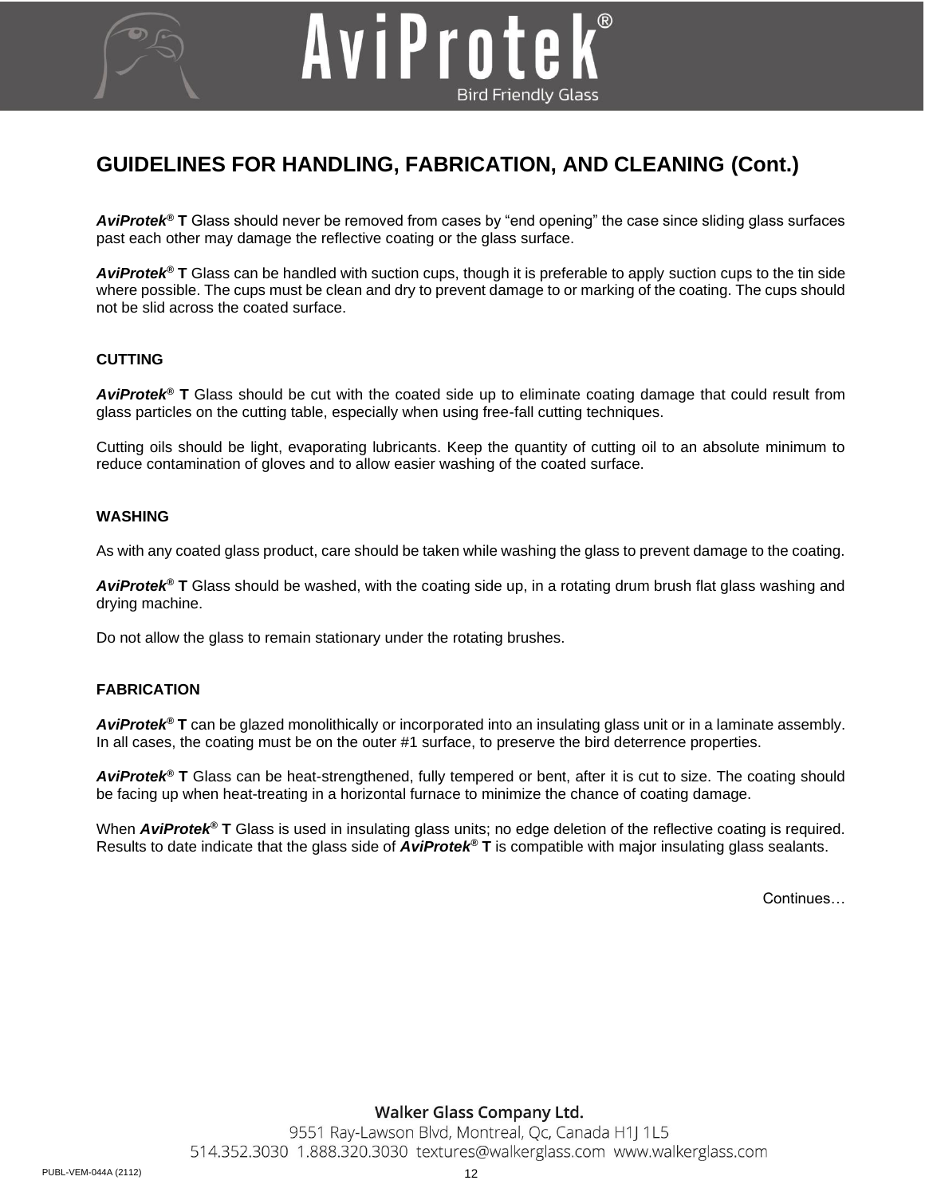## GUIDELINES FOR HANDLING, FABRICATION, AND CLEANING (Cont.)

***AviProtek®* T** Glass should never be removed from cases by "end opening" the case since sliding glass surfaces past each other may damage the reflective coating or the glass surface.

***AviProtek®* T** Glass can be handled with suction cups, though it is preferable to apply suction cups to the tin side where possible. The cups must be clean and dry to prevent damage to or marking of the coating. The cups should not be slid across the coated surface.

### CUTTING

***AviProtek®* T** Glass should be cut with the coated side up to eliminate coating damage that could result from glass particles on the cutting table, especially when using free-fall cutting techniques.

Cutting oils should be light, evaporating lubricants. Keep the quantity of cutting oil to an absolute minimum to reduce contamination of gloves and to allow easier washing of the coated surface.

### WASHING

As with any coated glass product, care should be taken while washing the glass to prevent damage to the coating.

***AviProtek®* T** Glass should be washed, with the coating side up, in a rotating drum brush flat glass washing and drying machine.

Do not allow the glass to remain stationary under the rotating brushes.

### FABRICATION

***AviProtek®* T** can be glazed monolithically or incorporated into an insulating glass unit or in a laminate assembly. In all cases, the coating must be on the outer #1 surface, to preserve the bird deterrence properties.

***AviProtek®* T** Glass can be heat-strengthened, fully tempered or bent, after it is cut to size. The coating should be facing up when heat-treating in a horizontal furnace to minimize the chance of coating damage.

When ***AviProtek®* T** Glass is used in insulating glass units; no edge deletion of the reflective coating is required. Results to date indicate that the glass side of ***AviProtek®* T** is compatible with major insulating glass sealants.

Continues…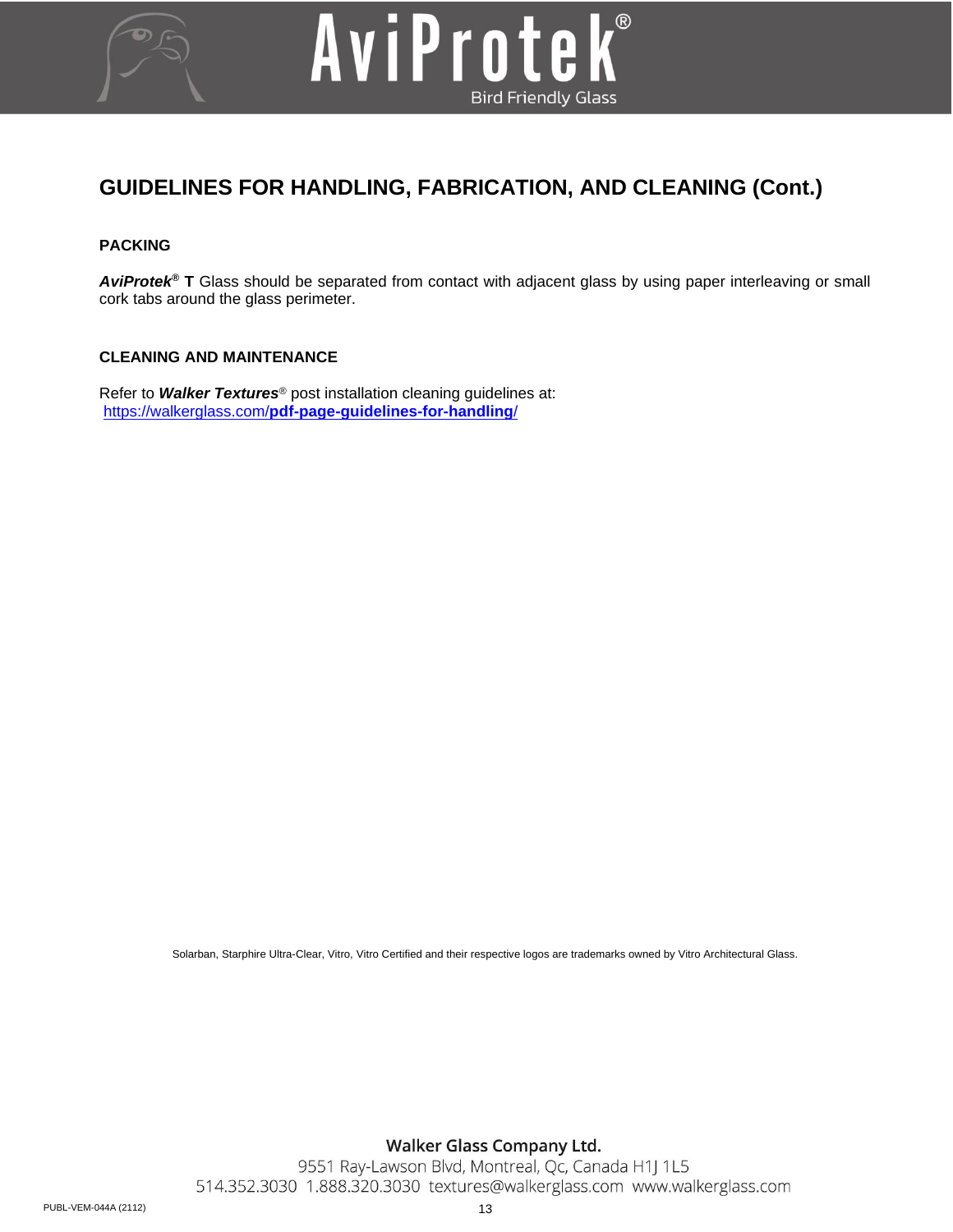## GUIDELINES FOR HANDLING, FABRICATION, AND CLEANING (Cont.)

### PACKING

***AviProtek*® T** Glass should be separated from contact with adjacent glass by using paper interleaving or small cork tabs around the glass perimeter.

### CLEANING AND MAINTENANCE

Refer to ***Walker Textures***® post installation cleaning guidelines at:
https://walkerglass.com/**pdf-page-guidelines-for-handling**/

Solarban, Starphire Ultra-Clear, Vitro, Vitro Certified and their respective logos are trademarks owned by Vitro Architectural Glass.

**Walker Glass Company Ltd.**
9551 Ray-Lawson Blvd, Montreal, Qc, Canada H1J 1L5
514.352.3030 1.888.320.3030 textures@walkerglass.com www.walkerglass.com

PUBL-VEM-044A (2112)